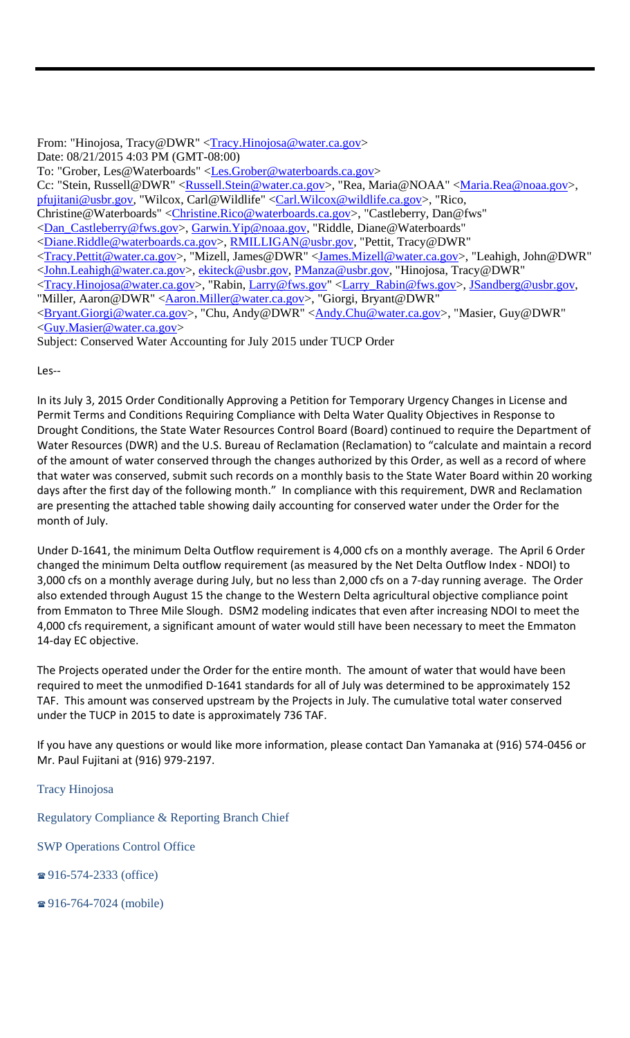From: "Hinojosa, Tracy@DWR" <Tracy.Hinojosa@water.ca.gov>
Date: 08/21/2015 4:03 PM (GMT-08:00)
To: "Grober, Les@Waterboards" <Les.Grober@waterboards.ca.gov>
Cc: "Stein, Russell@DWR" <Russell.Stein@water.ca.gov>, "Rea, Maria@NOAA" <Maria.Rea@noaa.gov>, pfujitani@usbr.gov, "Wilcox, Carl@Wildlife" <Carl.Wilcox@wildlife.ca.gov>, "Rico, Christine@Waterboards" <Christine.Rico@waterboards.ca.gov>, "Castleberry, Dan@fws" <Dan_Castleberry@fws.gov>, Garwin.Yip@noaa.gov, "Riddle, Diane@Waterboards" <Diane.Riddle@waterboards.ca.gov>, RMILLIGAN@usbr.gov, "Pettit, Tracy@DWR" <Tracy.Pettit@water.ca.gov>, "Mizell, James@DWR" <James.Mizell@water.ca.gov>, "Leahigh, John@DWR" <John.Leahigh@water.ca.gov>, ekiteck@usbr.gov, PManza@usbr.gov, "Hinojosa, Tracy@DWR" <Tracy.Hinojosa@water.ca.gov>, "Rabin, Larry@fws.gov" <Larry_Rabin@fws.gov>, JSandberg@usbr.gov, "Miller, Aaron@DWR" <Aaron.Miller@water.ca.gov>, "Giorgi, Bryant@DWR" <Bryant.Giorgi@water.ca.gov>, "Chu, Andy@DWR" <Andy.Chu@water.ca.gov>, "Masier, Guy@DWR" <Guy.Masier@water.ca.gov>
Subject: Conserved Water Accounting for July 2015 under TUCP Order

Les--

In its July 3, 2015 Order Conditionally Approving a Petition for Temporary Urgency Changes in License and Permit Terms and Conditions Requiring Compliance with Delta Water Quality Objectives in Response to Drought Conditions, the State Water Resources Control Board (Board) continued to require the Department of Water Resources (DWR) and the U.S. Bureau of Reclamation (Reclamation) to "calculate and maintain a record of the amount of water conserved through the changes authorized by this Order, as well as a record of where that water was conserved, submit such records on a monthly basis to the State Water Board within 20 working days after the first day of the following month." In compliance with this requirement, DWR and Reclamation are presenting the attached table showing daily accounting for conserved water under the Order for the month of July.

Under D-1641, the minimum Delta Outflow requirement is 4,000 cfs on a monthly average. The April 6 Order changed the minimum Delta outflow requirement (as measured by the Net Delta Outflow Index - NDOI) to 3,000 cfs on a monthly average during July, but no less than 2,000 cfs on a 7-day running average. The Order also extended through August 15 the change to the Western Delta agricultural objective compliance point from Emmaton to Three Mile Slough. DSM2 modeling indicates that even after increasing NDOI to meet the 4,000 cfs requirement, a significant amount of water would still have been necessary to meet the Emmaton 14-day EC objective.

The Projects operated under the Order for the entire month. The amount of water that would have been required to meet the unmodified D-1641 standards for all of July was determined to be approximately 152 TAF. This amount was conserved upstream by the Projects in July. The cumulative total water conserved under the TUCP in 2015 to date is approximately 736 TAF.

If you have any questions or would like more information, please contact Dan Yamanaka at (916) 574-0456 or Mr. Paul Fujitani at (916) 979-2197.

Tracy Hinojosa

Regulatory Compliance & Reporting Branch Chief

SWP Operations Control Office

☎ 916-574-2333 (office)

☎ 916-764-7024 (mobile)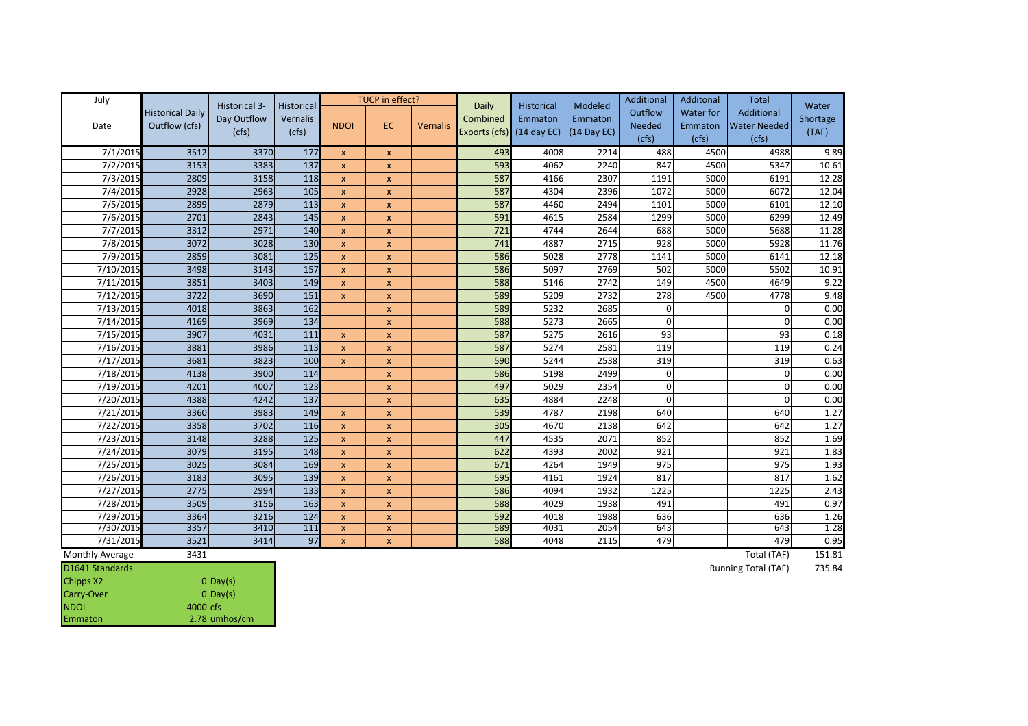| July<br>Date | Historical Daily Outflow (cfs) | Historical 3-Day Outflow (cfs) | Historical Vernalis (cfs) | TUCP in effect? NDOI | EC | Vernalis | Daily Combined Exports (cfs) | Historical Emmaton (14 day EC) | Modeled Emmaton (14 Day EC) | Additional Outflow Needed (cfs) | Additonal Water for Emmaton (cfs) | Total Additional Water Needed (cfs) | Water Shortage (TAF) |
|---|---|---|---|---|---|---|---|---|---|---|---|---|---|
| 7/1/2015 | 3512 | 3370 | 177 | x | x | | 493 | 4008 | 2214 | 488 | 4500 | 4988 | 9.89 |
| 7/2/2015 | 3153 | 3383 | 137 | x | x | | 593 | 4062 | 2240 | 847 | 4500 | 5347 | 10.61 |
| 7/3/2015 | 2809 | 3158 | 118 | x | x | | 587 | 4166 | 2307 | 1191 | 5000 | 6191 | 12.28 |
| 7/4/2015 | 2928 | 2963 | 105 | x | x | | 587 | 4304 | 2396 | 1072 | 5000 | 6072 | 12.04 |
| 7/5/2015 | 2899 | 2879 | 113 | x | x | | 587 | 4460 | 2494 | 1101 | 5000 | 6101 | 12.10 |
| 7/6/2015 | 2701 | 2843 | 145 | x | x | | 591 | 4615 | 2584 | 1299 | 5000 | 6299 | 12.49 |
| 7/7/2015 | 3312 | 2971 | 140 | x | x | | 721 | 4744 | 2644 | 688 | 5000 | 5688 | 11.28 |
| 7/8/2015 | 3072 | 3028 | 130 | x | x | | 741 | 4887 | 2715 | 928 | 5000 | 5928 | 11.76 |
| 7/9/2015 | 2859 | 3081 | 125 | x | x | | 586 | 5028 | 2778 | 1141 | 5000 | 6141 | 12.18 |
| 7/10/2015 | 3498 | 3143 | 157 | x | x | | 586 | 5097 | 2769 | 502 | 5000 | 5502 | 10.91 |
| 7/11/2015 | 3851 | 3403 | 149 | x | x | | 588 | 5146 | 2742 | 149 | 4500 | 4649 | 9.22 |
| 7/12/2015 | 3722 | 3690 | 151 | x | x | | 589 | 5209 | 2732 | 278 | 4500 | 4778 | 9.48 |
| 7/13/2015 | 4018 | 3863 | 162 | | x | | 589 | 5232 | 2685 | 0 | | 0 | 0.00 |
| 7/14/2015 | 4169 | 3969 | 134 | | x | | 588 | 5273 | 2665 | 0 | | 0 | 0.00 |
| 7/15/2015 | 3907 | 4031 | 111 | x | x | | 587 | 5275 | 2616 | 93 | | 93 | 0.18 |
| 7/16/2015 | 3881 | 3986 | 113 | x | x | | 587 | 5274 | 2581 | 119 | | 119 | 0.24 |
| 7/17/2015 | 3681 | 3823 | 100 | x | x | | 590 | 5244 | 2538 | 319 | | 319 | 0.63 |
| 7/18/2015 | 4138 | 3900 | 114 | | x | | 586 | 5198 | 2499 | 0 | | 0 | 0.00 |
| 7/19/2015 | 4201 | 4007 | 123 | | x | | 497 | 5029 | 2354 | 0 | | 0 | 0.00 |
| 7/20/2015 | 4388 | 4242 | 137 | | x | | 635 | 4884 | 2248 | 0 | | 0 | 0.00 |
| 7/21/2015 | 3360 | 3983 | 149 | x | x | | 539 | 4787 | 2198 | 640 | | 640 | 1.27 |
| 7/22/2015 | 3358 | 3702 | 116 | x | x | | 305 | 4670 | 2138 | 642 | | 642 | 1.27 |
| 7/23/2015 | 3148 | 3288 | 125 | x | x | | 447 | 4535 | 2071 | 852 | | 852 | 1.69 |
| 7/24/2015 | 3079 | 3195 | 148 | x | x | | 622 | 4393 | 2002 | 921 | | 921 | 1.83 |
| 7/25/2015 | 3025 | 3084 | 169 | x | x | | 671 | 4264 | 1949 | 975 | | 975 | 1.93 |
| 7/26/2015 | 3183 | 3095 | 139 | x | x | | 595 | 4161 | 1924 | 817 | | 817 | 1.62 |
| 7/27/2015 | 2775 | 2994 | 133 | x | x | | 586 | 4094 | 1932 | 1225 | | 1225 | 2.43 |
| 7/28/2015 | 3509 | 3156 | 163 | x | x | | 588 | 4029 | 1938 | 491 | | 491 | 0.97 |
| 7/29/2015 | 3364 | 3216 | 124 | x | x | | 592 | 4018 | 1988 | 636 | | 636 | 1.26 |
| 7/30/2015 | 3357 | 3410 | 111 | x | x | | 589 | 4031 | 2054 | 643 | | 643 | 1.28 |
| 7/31/2015 | 3521 | 3414 | 97 | x | x | | 588 | 4048 | 2115 | 479 | | 479 | 0.95 |
| Monthly Average | 3431 | | | | | | | | | | | Total (TAF) | 151.81 |
| | | | | | | | | | | | | Running Total (TAF) | 735.84 |

| D1641 Standards | |
|---|---|
| Chipps X2 | 0 Day(s) |
| Carry-Over | 0 Day(s) |
| NDOI | 4000 cfs |
| Emmaton | 2.78 umhos/cm |